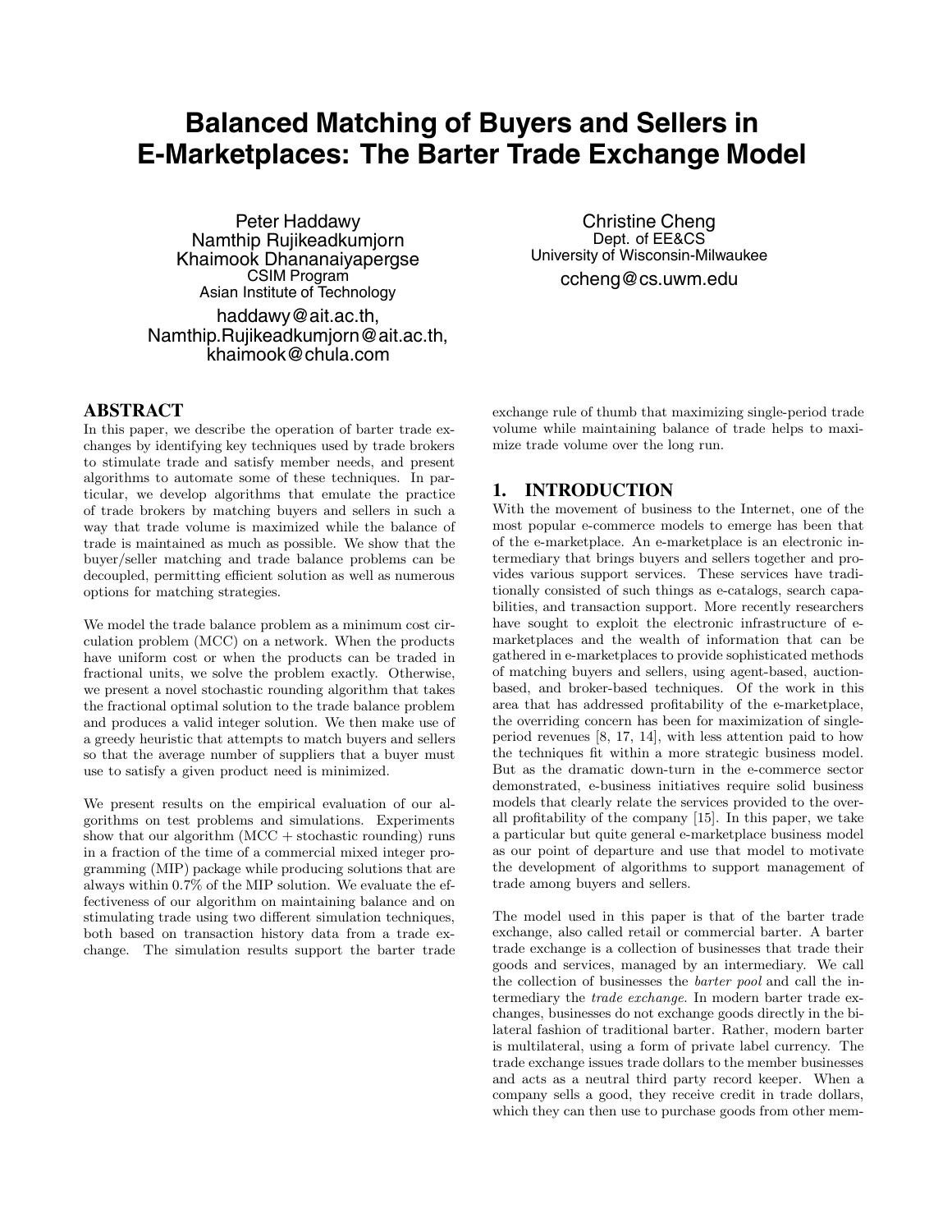# Balanced Matching of Buyers and Sellers in E-Marketplaces: The Barter Trade Exchange Model

Peter Haddawy
Namthip Rujikeadkumjorn
Khaimook Dhananaiyapergse
CSIM Program
Asian Institute of Technology
haddawy@ait.ac.th,
Namthip.Rujikeadkumjorn@ait.ac.th,
khaimook@chula.com

Christine Cheng
Dept. of EE&CS
University of Wisconsin-Milwaukee
ccheng@cs.uwm.edu

## ABSTRACT

In this paper, we describe the operation of barter trade exchanges by identifying key techniques used by trade brokers to stimulate trade and satisfy member needs, and present algorithms to automate some of these techniques. In particular, we develop algorithms that emulate the practice of trade brokers by matching buyers and sellers in such a way that trade volume is maximized while the balance of trade is maintained as much as possible. We show that the buyer/seller matching and trade balance problems can be decoupled, permitting efficient solution as well as numerous options for matching strategies.

We model the trade balance problem as a minimum cost circulation problem (MCC) on a network. When the products have uniform cost or when the products can be traded in fractional units, we solve the problem exactly. Otherwise, we present a novel stochastic rounding algorithm that takes the fractional optimal solution to the trade balance problem and produces a valid integer solution. We then make use of a greedy heuristic that attempts to match buyers and sellers so that the average number of suppliers that a buyer must use to satisfy a given product need is minimized.

We present results on the empirical evaluation of our algorithms on test problems and simulations. Experiments show that our algorithm (MCC + stochastic rounding) runs in a fraction of the time of a commercial mixed integer programming (MIP) package while producing solutions that are always within 0.7% of the MIP solution. We evaluate the effectiveness of our algorithm on maintaining balance and on stimulating trade using two different simulation techniques, both based on transaction history data from a trade exchange. The simulation results support the barter trade exchange rule of thumb that maximizing single-period trade volume while maintaining balance of trade helps to maximize trade volume over the long run.

## 1. INTRODUCTION

With the movement of business to the Internet, one of the most popular e-commerce models to emerge has been that of the e-marketplace. An e-marketplace is an electronic intermediary that brings buyers and sellers together and provides various support services. These services have traditionally consisted of such things as e-catalogs, search capabilities, and transaction support. More recently researchers have sought to exploit the electronic infrastructure of e-marketplaces and the wealth of information that can be gathered in e-marketplaces to provide sophisticated methods of matching buyers and sellers, using agent-based, auction-based, and broker-based techniques. Of the work in this area that has addressed profitability of the e-marketplace, the overriding concern has been for maximization of single-period revenues [8, 17, 14], with less attention paid to how the techniques fit within a more strategic business model. But as the dramatic down-turn in the e-commerce sector demonstrated, e-business initiatives require solid business models that clearly relate the services provided to the overall profitability of the company [15]. In this paper, we take a particular but quite general e-marketplace business model as our point of departure and use that model to motivate the development of algorithms to support management of trade among buyers and sellers.

The model used in this paper is that of the barter trade exchange, also called retail or commercial barter. A barter trade exchange is a collection of businesses that trade their goods and services, managed by an intermediary. We call the collection of businesses the *barter pool* and call the intermediary the *trade exchange*. In modern barter trade exchanges, businesses do not exchange goods directly in the bilateral fashion of traditional barter. Rather, modern barter is multilateral, using a form of private label currency. The trade exchange issues trade dollars to the member businesses and acts as a neutral third party record keeper. When a company sells a good, they receive credit in trade dollars, which they can then use to purchase goods from other mem-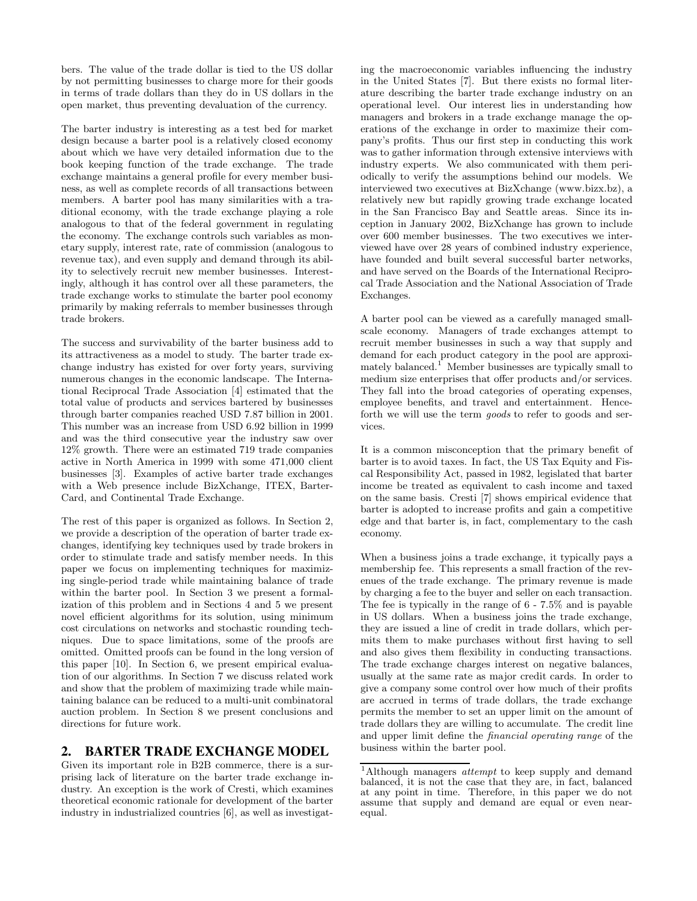bers. The value of the trade dollar is tied to the US dollar by not permitting businesses to charge more for their goods in terms of trade dollars than they do in US dollars in the open market, thus preventing devaluation of the currency.

The barter industry is interesting as a test bed for market design because a barter pool is a relatively closed economy about which we have very detailed information due to the book keeping function of the trade exchange. The trade exchange maintains a general profile for every member business, as well as complete records of all transactions between members. A barter pool has many similarities with a traditional economy, with the trade exchange playing a role analogous to that of the federal government in regulating the economy. The exchange controls such variables as monetary supply, interest rate, rate of commission (analogous to revenue tax), and even supply and demand through its ability to selectively recruit new member businesses. Interestingly, although it has control over all these parameters, the trade exchange works to stimulate the barter pool economy primarily by making referrals to member businesses through trade brokers.

The success and survivability of the barter business add to its attractiveness as a model to study. The barter trade exchange industry has existed for over forty years, surviving numerous changes in the economic landscape. The International Reciprocal Trade Association [4] estimated that the total value of products and services bartered by businesses through barter companies reached USD 7.87 billion in 2001. This number was an increase from USD 6.92 billion in 1999 and was the third consecutive year the industry saw over 12% growth. There were an estimated 719 trade companies active in North America in 1999 with some 471,000 client businesses [3]. Examples of active barter trade exchanges with a Web presence include BizXchange, ITEX, BarterCard, and Continental Trade Exchange.

The rest of this paper is organized as follows. In Section 2, we provide a description of the operation of barter trade exchanges, identifying key techniques used by trade brokers in order to stimulate trade and satisfy member needs. In this paper we focus on implementing techniques for maximizing single-period trade while maintaining balance of trade within the barter pool. In Section 3 we present a formalization of this problem and in Sections 4 and 5 we present novel efficient algorithms for its solution, using minimum cost circulations on networks and stochastic rounding techniques. Due to space limitations, some of the proofs are omitted. Omitted proofs can be found in the long version of this paper [10]. In Section 6, we present empirical evaluation of our algorithms. In Section 7 we discuss related work and show that the problem of maximizing trade while maintaining balance can be reduced to a multi-unit combinatoral auction problem. In Section 8 we present conclusions and directions for future work.

## 2. BARTER TRADE EXCHANGE MODEL

Given its important role in B2B commerce, there is a surprising lack of literature on the barter trade exchange industry. An exception is the work of Cresti, which examines theoretical economic rationale for development of the barter industry in industrialized countries [6], as well as investigating the macroeconomic variables influencing the industry in the United States [7]. But there exists no formal literature describing the barter trade exchange industry on an operational level. Our interest lies in understanding how managers and brokers in a trade exchange manage the operations of the exchange in order to maximize their company's profits. Thus our first step in conducting this work was to gather information through extensive interviews with industry experts. We also communicated with them periodically to verify the assumptions behind our models. We interviewed two executives at BizXchange (www.bizx.bz), a relatively new but rapidly growing trade exchange located in the San Francisco Bay and Seattle areas. Since its inception in January 2002, BizXchange has grown to include over 600 member businesses. The two executives we interviewed have over 28 years of combined industry experience, have founded and built several successful barter networks, and have served on the Boards of the International Reciprocal Trade Association and the National Association of Trade Exchanges.

A barter pool can be viewed as a carefully managed small-scale economy. Managers of trade exchanges attempt to recruit member businesses in such a way that supply and demand for each product category in the pool are approximately balanced.[1] Member businesses are typically small to medium size enterprises that offer products and/or services. They fall into the broad categories of operating expenses, employee benefits, and travel and entertainment. Henceforth we will use the term *goods* to refer to goods and services.

It is a common misconception that the primary benefit of barter is to avoid taxes. In fact, the US Tax Equity and Fiscal Responsibility Act, passed in 1982, legislated that barter income be treated as equivalent to cash income and taxed on the same basis. Cresti [7] shows empirical evidence that barter is adopted to increase profits and gain a competitive edge and that barter is, in fact, complementary to the cash economy.

When a business joins a trade exchange, it typically pays a membership fee. This represents a small fraction of the revenues of the trade exchange. The primary revenue is made by charging a fee to the buyer and seller on each transaction. The fee is typically in the range of 6 - 7.5% and is payable in US dollars. When a business joins the trade exchange, they are issued a line of credit in trade dollars, which permits them to make purchases without first having to sell and also gives them flexibility in conducting transactions. The trade exchange charges interest on negative balances, usually at the same rate as major credit cards. In order to give a company some control over how much of their profits are accrued in terms of trade dollars, the trade exchange permits the member to set an upper limit on the amount of trade dollars they are willing to accumulate. The credit line and upper limit define the *financial operating range* of the business within the barter pool.

[1] Although managers *attempt* to keep supply and demand balanced, it is not the case that they are, in fact, balanced at any point in time. Therefore, in this paper we do not assume that supply and demand are equal or even near-equal.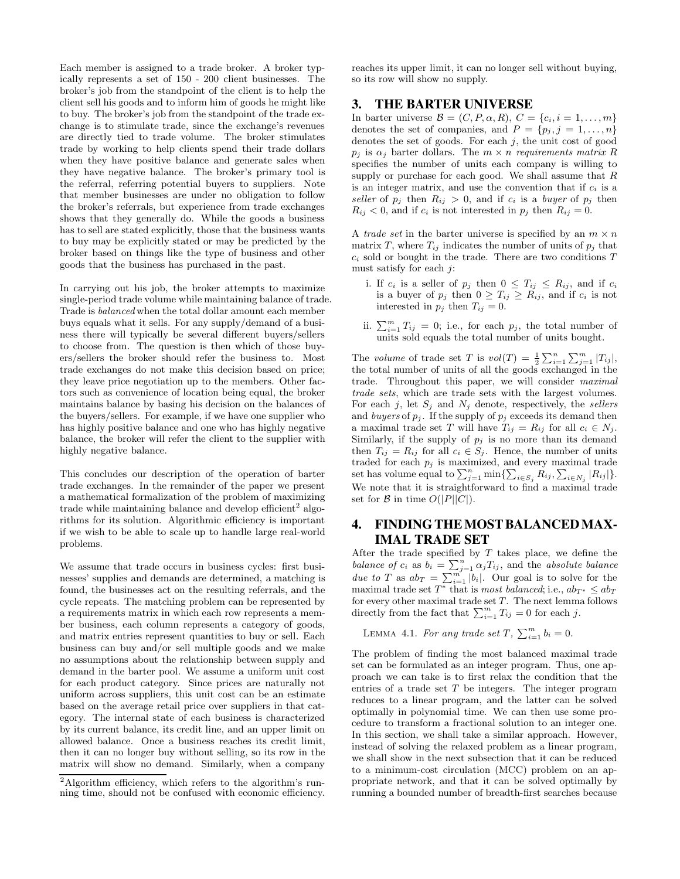Each member is assigned to a trade broker. A broker typically represents a set of 150 - 200 client businesses. The broker's job from the standpoint of the client is to help the client sell his goods and to inform him of goods he might like to buy. The broker's job from the standpoint of the trade exchange is to stimulate trade, since the exchange's revenues are directly tied to trade volume. The broker stimulates trade by working to help clients spend their trade dollars when they have positive balance and generate sales when they have negative balance. The broker's primary tool is the referral, referring potential buyers to suppliers. Note that member businesses are under no obligation to follow the broker's referrals, but experience from trade exchanges shows that they generally do. While the goods a business has to sell are stated explicitly, those that the business wants to buy may be explicitly stated or may be predicted by the broker based on things like the type of business and other goods that the business has purchased in the past.

In carrying out his job, the broker attempts to maximize single-period trade volume while maintaining balance of trade. Trade is *balanced* when the total dollar amount each member buys equals what it sells. For any supply/demand of a business there will typically be several different buyers/sellers to choose from. The question is then which of those buyers/sellers the broker should refer the business to. Most trade exchanges do not make this decision based on price; they leave price negotiation up to the members. Other factors such as convenience of location being equal, the broker maintains balance by basing his decision on the balances of the buyers/sellers. For example, if we have one supplier who has highly positive balance and one who has highly negative balance, the broker will refer the client to the supplier with highly negative balance.

This concludes our description of the operation of barter trade exchanges. In the remainder of the paper we present a mathematical formalization of the problem of maximizing trade while maintaining balance and develop efficient[2] algorithms for its solution. Algorithmic efficiency is important if we wish to be able to scale up to handle large real-world problems.

We assume that trade occurs in business cycles: first businesses' supplies and demands are determined, a matching is found, the businesses act on the resulting referrals, and the cycle repeats. The matching problem can be represented by a requirements matrix in which each row represents a member business, each column represents a category of goods, and matrix entries represent quantities to buy or sell. Each business can buy and/or sell multiple goods and we make no assumptions about the relationship between supply and demand in the barter pool. We assume a uniform unit cost for each product category. Since prices are naturally not uniform across suppliers, this unit cost can be an estimate based on the average retail price over suppliers in that category. The internal state of each business is characterized by its current balance, its credit line, and an upper limit on allowed balance. Once a business reaches its credit limit, then it can no longer buy without selling, so its row in the matrix will show no demand. Similarly, when a company reaches its upper limit, it can no longer sell without buying, so its row will show no supply.

[2]Algorithm efficiency, which refers to the algorithm's running time, should not be confused with economic efficiency.

## 3. THE BARTER UNIVERSE

In barter universe $\mathcal{B} = (C, P, \alpha, R)$, $C = \{c_i, i = 1, \ldots, m\}$ denotes the set of companies, and $P = \{p_j, j = 1, \ldots, n\}$ denotes the set of goods. For each $j$, the unit cost of good $p_j$ is $\alpha_j$ barter dollars. The $m \times n$ *requirements matrix* $R$ specifies the number of units each company is willing to supply or purchase for each good. We shall assume that $R$ is an integer matrix, and use the convention that if $c_i$ is a *seller* of $p_j$ then $R_{ij} > 0$, and if $c_i$ is a *buyer* of $p_j$ then $R_{ij} < 0$, and if $c_i$ is not interested in $p_j$ then $R_{ij} = 0$.

A *trade set* in the barter universe is specified by an $m \times n$ matrix $T$, where $T_{ij}$ indicates the number of units of $p_j$ that $c_i$ sold or bought in the trade. There are two conditions $T$ must satisfy for each $j$:

i. If $c_i$ is a seller of $p_j$ then $0 \le T_{ij} \le R_{ij}$, and if $c_i$ is a buyer of $p_j$ then $0 \ge T_{ij} \ge R_{ij}$, and if $c_i$ is not interested in $p_j$ then $T_{ij} = 0$.

ii. $\sum_{i=1}^{m} T_{ij} = 0$; i.e., for each $p_j$, the total number of units sold equals the total number of units bought.

The *volume* of trade set $T$ is $vol(T) = \frac{1}{2}\sum_{i=1}^{n}\sum_{j=1}^{m} |T_{ij}|$, the total number of units of all the goods exchanged in the trade. Throughout this paper, we will consider *maximal trade sets*, which are trade sets with the largest volumes. For each $j$, let $S_j$ and $N_j$ denote, respectively, the *sellers* and *buyers* of $p_j$. If the supply of $p_j$ exceeds its demand then a maximal trade set $T$ will have $T_{ij} = R_{ij}$ for all $c_i \in N_j$. Similarly, if the supply of $p_j$ is no more than its demand then $T_{ij} = R_{ij}$ for all $c_i \in S_j$. Hence, the number of units traded for each $p_j$ is maximized, and every maximal trade set has volume equal to $\sum_{j=1}^{n} \min\{\sum_{i \in S_j} R_{ij}, \sum_{i \in N_j} |R_{ij}|\}$. We note that it is straightforward to find a maximal trade set for $\mathcal{B}$ in time $O(|P||C|)$.

## 4. FINDING THE MOST BALANCED MAXIMAL TRADE SET

After the trade specified by $T$ takes place, we define the *balance of* $c_i$ as $b_i = \sum_{j=1}^{n} \alpha_j T_{ij}$, and the *absolute balance due to* $T$ as $ab_T = \sum_{i=1}^{m} |b_i|$. Our goal is to solve for the maximal trade set $T^*$ that is *most balanced*; i.e., $ab_{T^*} \le ab_T$ for every other maximal trade set $T$. The next lemma follows directly from the fact that $\sum_{i=1}^{m} T_{ij} = 0$ for each $j$.

LEMMA 4.1. *For any trade set $T$, $\sum_{i=1}^{m} b_i = 0$.*

The problem of finding the most balanced maximal trade set can be formulated as an integer program. Thus, one approach we can take is to first relax the condition that the entries of a trade set $T$ be integers. The integer program reduces to a linear program, and the latter can be solved optimally in polynomial time. We can then use some procedure to transform a fractional solution to an integer one. In this section, we shall take a similar approach. However, instead of solving the relaxed problem as a linear program, we shall show in the next subsection that it can be reduced to a minimum-cost circulation (MCC) problem on an appropriate network, and that it can be solved optimally by running a bounded number of breadth-first searches because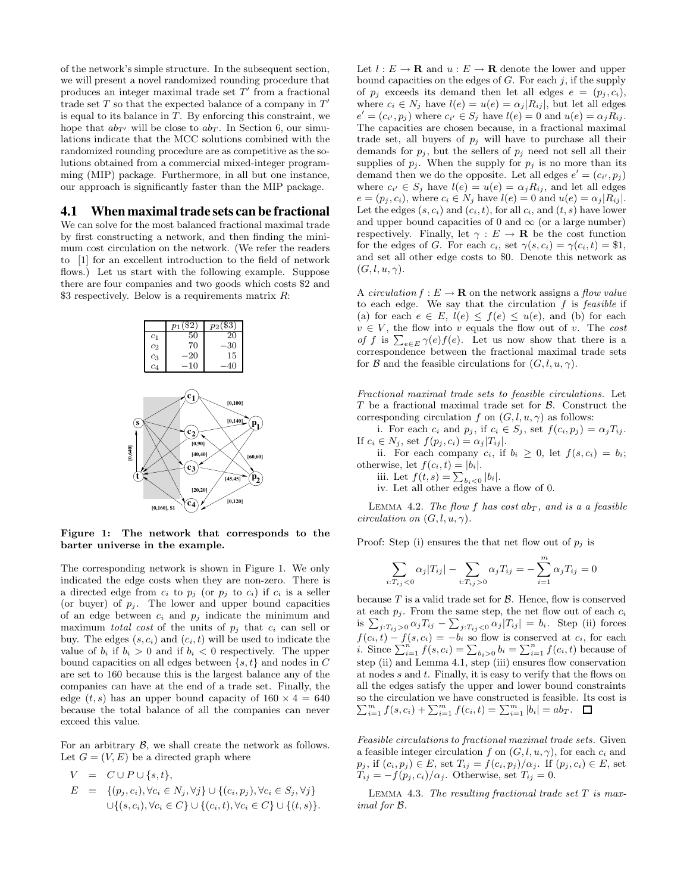of the network's simple structure. In the subsequent section, we will present a novel randomized rounding procedure that produces an integer maximal trade set $T'$ from a fractional trade set $T$ so that the expected balance of a company in $T'$ is equal to its balance in $T$. By enforcing this constraint, we hope that $ab_{T'}$ will be close to $ab_T$. In Section 6, our simulations indicate that the MCC solutions combined with the randomized rounding procedure are as competitive as the solutions obtained from a commercial mixed-integer programming (MIP) package. Furthermore, in all but one instance, our approach is significantly faster than the MIP package.

## 4.1 When maximal trade sets can be fractional

We can solve for the most balanced fractional maximal trade by first constructing a network, and then finding the minimum cost circulation on the network. (We refer the readers to [1] for an excellent introduction to the field of network flows.) Let us start with the following example. Suppose there are four companies and two goods which costs \$2 and \$3 respectively. Below is a requirements matrix $R$:

| | $p_1$(\$2) | $p_2$(\$3) |
|---|---|---|
| $c_1$ | 50 | 20 |
| $c_2$ | 70 | $-30$ |
| $c_3$ | $-20$ | 15 |
| $c_4$ | $-10$ | $-40$ |

**Figure 1: The network that corresponds to the barter universe in the example.**

The corresponding network is shown in Figure 1. We only indicated the edge costs when they are non-zero. There is a directed edge from $c_i$ to $p_j$ (or $p_j$ to $c_i$) if $c_i$ is a seller (or buyer) of $p_j$. The lower and upper bound capacities of an edge between $c_i$ and $p_j$ indicate the minimum and maximum *total cost* of the units of $p_j$ that $c_i$ can sell or buy. The edges $(s, c_i)$ and $(c_i, t)$ will be used to indicate the value of $b_i$ if $b_i > 0$ and if $b_i < 0$ respectively. The upper bound capacities on all edges between $\{s, t\}$ and nodes in $C$ are set to 160 because this is the largest balance any of the companies can have at the end of a trade set. Finally, the edge $(t, s)$ has an upper bound capacity of $160 \times 4 = 640$ because the total balance of all the companies can never exceed this value.

For an arbitrary $\mathcal{B}$, we shall create the network as follows. Let $G = (V, E)$ be a directed graph where

$$
\begin{aligned}
V &= C \cup P \cup \{s, t\}, \\
E &= \{(p_j, c_i), \forall c_i \in N_j, \forall j\} \cup \{(c_i, p_j), \forall c_i \in S_j, \forall j\} \\
&\quad \cup \{(s, c_i), \forall c_i \in C\} \cup \{(c_i, t), \forall c_i \in C\} \cup \{(t, s)\}.
\end{aligned}
$$

Let $l : E \to \mathbf{R}$ and $u : E \to \mathbf{R}$ denote the lower and upper bound capacities on the edges of $G$. For each $j$, if the supply of $p_j$ exceeds its demand then let all edges $e = (p_j, c_i)$, where $c_i \in N_j$ have $l(e) = u(e) = \alpha_j |R_{ij}|$, but let all edges $e' = (c_{i'}, p_j)$ where $c_{i'} \in S_j$ have $l(e) = 0$ and $u(e) = \alpha_j R_{ij}$. The capacities are chosen because, in a fractional maximal trade set, all buyers of $p_j$ will have to purchase all their demands for $p_j$, but the sellers of $p_j$ need not sell all their supplies of $p_j$. When the supply for $p_j$ is no more than its demand then we do the opposite. Let all edges $e' = (c_{i'}, p_j)$ where $c_{i'} \in S_j$ have $l(e) = u(e) = \alpha_j R_{ij}$, and let all edges $e = (p_j, c_i)$, where $c_i \in N_j$ have $l(e) = 0$ and $u(e) = \alpha_j |R_{ij}|$. Let the edges $(s, c_i)$ and $(c_i, t)$, for all $c_i$, and $(t, s)$ have lower and upper bound capacities of 0 and $\infty$ (or a large number) respectively. Finally, let $\gamma : E \to \mathbf{R}$ be the cost function for the edges of $G$. For each $c_i$, set $\gamma(s, c_i) = \gamma(c_i, t) = \$1$, and set all other edge costs to \$0. Denote this network as $(G, l, u, \gamma)$.

A *circulation* $f : E \to \mathbf{R}$ on the network assigns a *flow value* to each edge. We say that the circulation $f$ is *feasible* if (a) for each $e \in E$, $l(e) \le f(e) \le u(e)$, and (b) for each $v \in V$, the flow into $v$ equals the flow out of $v$. The *cost of* $f$ is $\sum_{e \in E} \gamma(e) f(e)$. Let us now show that there is a correspondence between the fractional maximal trade sets for $\mathcal{B}$ and the feasible circulations for $(G, l, u, \gamma)$.

*Fractional maximal trade sets to feasible circulations.* Let $T$ be a fractional maximal trade set for $\mathcal{B}$. Construct the corresponding circulation $f$ on $(G, l, u, \gamma)$ as follows:

i. For each $c_i$ and $p_j$, if $c_i \in S_j$, set $f(c_i, p_j) = \alpha_j T_{ij}$. If $c_i \in N_j$, set $f(p_j, c_i) = \alpha_j |T_{ij}|$.

ii. For each company $c_i$, if $b_i \ge 0$, let $f(s, c_i) = b_i$; otherwise, let $f(c_i, t) = |b_i|$.

iii. Let $f(t, s) = \sum_{b_i < 0} |b_i|$.

iv. Let all other edges have a flow of 0.

LEMMA 4.2. *The flow $f$ has cost $ab_T$, and is a a feasible circulation on $(G, l, u, \gamma)$.*

Proof: Step (i) ensures the that net flow out of $p_j$ is

$$\sum_{i : T_{ij} < 0} \alpha_j |T_{ij}| - \sum_{i : T_{ij} > 0} \alpha_j T_{ij} = - \sum_{i=1}^{m} \alpha_j T_{ij} = 0$$

because $T$ is a valid trade set for $\mathcal{B}$. Hence, flow is conserved at each $p_j$. From the same step, the net flow out of each $c_i$ is $\sum_{j : T_{ij} > 0} \alpha_j T_{ij} - \sum_{j : T_{ij} < 0} \alpha_j |T_{ij}| = b_i$. Step (ii) forces $f(c_i, t) - f(s, c_i) = -b_i$ so flow is conserved at $c_i$, for each $i$. Since $\sum_{i=1}^{n} f(s, c_i) = \sum_{b_i > 0} b_i = \sum_{i=1}^{n} f(c_i, t)$ because of step (ii) and Lemma 4.1, step (iii) ensures flow conservation at nodes $s$ and $t$. Finally, it is easy to verify that the flows on all the edges satisfy the upper and lower bound constraints so the circulation we have constructed is feasible. Its cost is $\sum_{i=1}^{m} f(s, c_i) + \sum_{i=1}^{m} f(c_i, t) = \sum_{i=1}^{m} |b_i| = ab_T$. $\square$

*Feasible circulations to fractional maximal trade sets.* Given a feasible integer circulation $f$ on $(G, l, u, \gamma)$, for each $c_i$ and $p_j$, if $(c_i, p_j) \in E$, set $T_{ij} = f(c_i, p_j)/\alpha_j$. If $(p_j, c_i) \in E$, set $T_{ij} = -f(p_j, c_i)/\alpha_j$. Otherwise, set $T_{ij} = 0$.

LEMMA 4.3. *The resulting fractional trade set $T$ is maximal for $\mathcal{B}$.*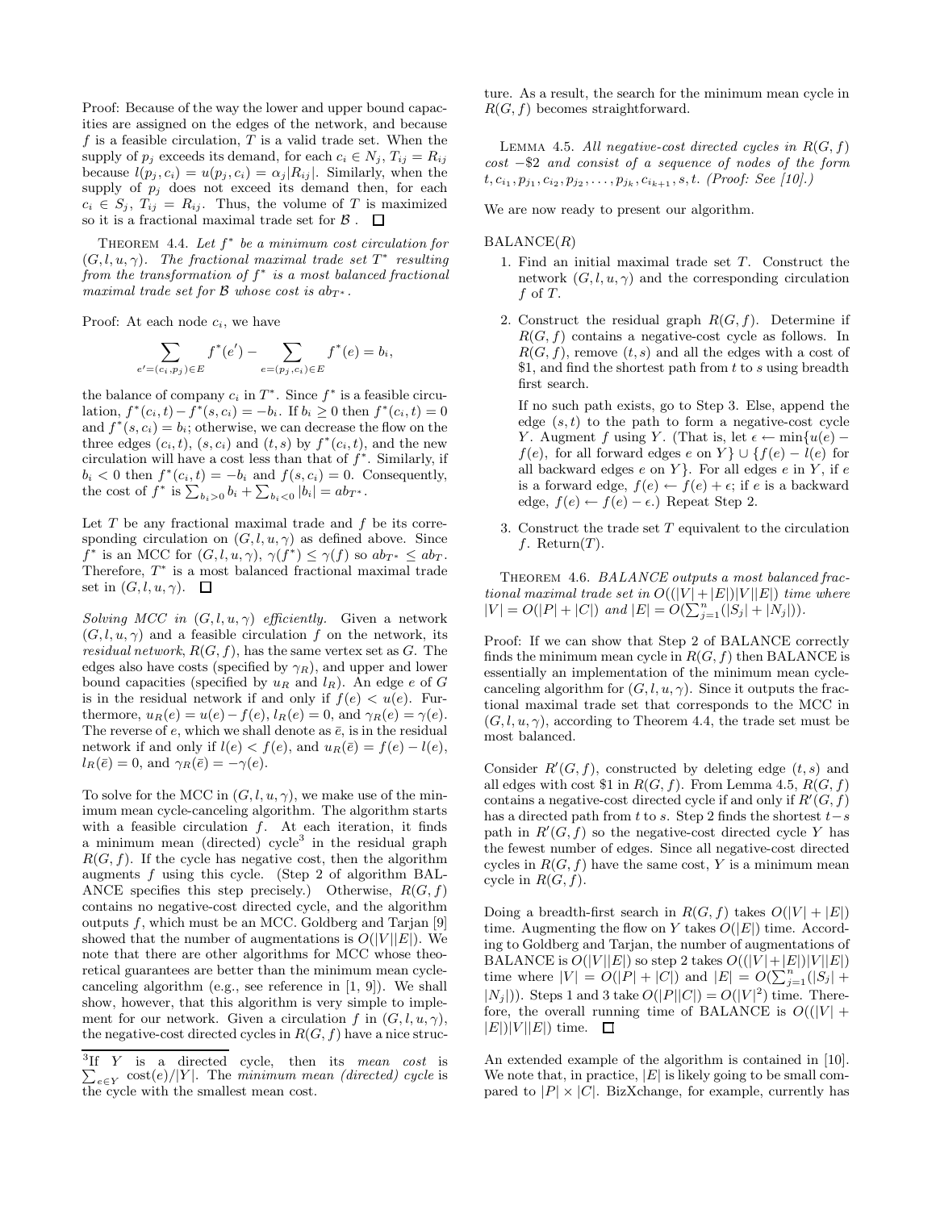Proof: Because of the way the lower and upper bound capacities are assigned on the edges of the network, and because $f$ is a feasible circulation, $T$ is a valid trade set. When the supply of $p_j$ exceeds its demand, for each $c_i \in N_j$, $T_{ij} = R_{ij}$ because $l(p_j, c_i) = u(p_j, c_i) = \alpha_j |R_{ij}|$. Similarly, when the supply of $p_j$ does not exceed its demand then, for each $c_i \in S_j$, $T_{ij} = R_{ij}$. Thus, the volume of $T$ is maximized so it is a fractional maximal trade set for $\mathcal{B}$. □

THEOREM 4.4. *Let $f^*$ be a minimum cost circulation for $(G, l, u, \gamma)$. The fractional maximal trade set $T^*$ resulting from the transformation of $f^*$ is a most balanced fractional maximal trade set for $\mathcal{B}$ whose cost is $ab_{T^*}$.*

Proof: At each node $c_i$, we have

$$\sum_{e'=(c_i,p_j)\in E} f^*(e') - \sum_{e=(p_j,c_i)\in E} f^*(e) = b_i,$$

the balance of company $c_i$ in $T^*$. Since $f^*$ is a feasible circulation, $f^*(c_i, t) - f^*(s, c_i) = -b_i$. If $b_i \geq 0$ then $f^*(c_i, t) = 0$ and $f^*(s, c_i) = b_i$; otherwise, we can decrease the flow on the three edges $(c_i, t)$, $(s, c_i)$ and $(t, s)$ by $f^*(c_i, t)$, and the new circulation will have a cost less than that of $f^*$. Similarly, if $b_i < 0$ then $f^*(c_i, t) = -b_i$ and $f(s, c_i) = 0$. Consequently, the cost of $f^*$ is $\sum_{b_i>0} b_i + \sum_{b_i<0} |b_i| = ab_{T^*}$.

Let $T$ be any fractional maximal trade and $f$ be its corresponding circulation on $(G, l, u, \gamma)$ as defined above. Since $f^*$ is an MCC for $(G, l, u, \gamma)$, $\gamma(f^*) \leq \gamma(f)$ so $ab_{T^*} \leq ab_T$. Therefore, $T^*$ is a most balanced fractional maximal trade set in $(G, l, u, \gamma)$. □

*Solving MCC in $(G, l, u, \gamma)$ efficiently.* Given a network $(G, l, u, \gamma)$ and a feasible circulation $f$ on the network, its *residual network*, $R(G, f)$, has the same vertex set as $G$. The edges also have costs (specified by $\gamma_R$), and upper and lower bound capacities (specified by $u_R$ and $l_R$). An edge $e$ of $G$ is in the residual network if and only if $f(e) < u(e)$. Furthermore, $u_R(e) = u(e) - f(e)$, $l_R(e) = 0$, and $\gamma_R(e) = \gamma(e)$. The reverse of $e$, which we shall denote as $\bar{e}$, is in the residual network if and only if $l(e) < f(e)$, and $u_R(\bar{e}) = f(e) - l(e)$, $l_R(\bar{e}) = 0$, and $\gamma_R(\bar{e}) = -\gamma(e)$.

To solve for the MCC in $(G, l, u, \gamma)$, we make use of the minimum mean cycle-canceling algorithm. The algorithm starts with a feasible circulation $f$. At each iteration, it finds a minimum mean (directed) cycle[3] in the residual graph $R(G, f)$. If the cycle has negative cost, then the algorithm augments $f$ using this cycle. (Step 2 of algorithm BALANCE specifies this step precisely.) Otherwise, $R(G, f)$ contains no negative-cost directed cycle, and the algorithm outputs $f$, which must be an MCC. Goldberg and Tarjan [9] showed that the number of augmentations is $O(|V||E|)$. We note that there are other algorithms for MCC whose theoretical guarantees are better than the minimum mean cycle-canceling algorithm (e.g., see reference in [1, 9]). We shall show, however, that this algorithm is very simple to implement for our network. Given a circulation $f$ in $(G, l, u, \gamma)$, the negative-cost directed cycles in $R(G, f)$ have a nice structure. As a result, the search for the minimum mean cycle in $R(G, f)$ becomes straightforward.

[3] If $Y$ is a directed cycle, then its *mean cost* is $\sum_{e\in Y} \text{cost}(e)/|Y|$. The *minimum mean (directed) cycle* is the cycle with the smallest mean cost.

LEMMA 4.5. *All negative-cost directed cycles in $R(G, f)$ cost $-\$2$ and consist of a sequence of nodes of the form $t, c_{i_1}, p_{j_1}, c_{i_2}, p_{j_2}, \ldots, p_{j_k}, c_{i_{k+1}}, s, t$. (Proof: See [10].)*

We are now ready to present our algorithm.

BALANCE($R$)

1. Find an initial maximal trade set $T$. Construct the network $(G, l, u, \gamma)$ and the corresponding circulation $f$ of $T$.
2. Construct the residual graph $R(G, f)$. Determine if $R(G, f)$ contains a negative-cost cycle as follows. In $R(G, f)$, remove $(t, s)$ and all the edges with a cost of \$1, and find the shortest path from $t$ to $s$ using breadth first search.

   If no such path exists, go to Step 3. Else, append the edge $(s, t)$ to the path to form a negative-cost cycle $Y$. Augment $f$ using $Y$. (That is, let $\epsilon \leftarrow \min\{u(e) - f(e),$ for all forward edges $e$ on $Y\} \cup \{f(e) - l(e)$ for all backward edges $e$ on $Y\}$. For all edges $e$ in $Y$, if $e$ is a forward edge, $f(e) \leftarrow f(e) + \epsilon$; if $e$ is a backward edge, $f(e) \leftarrow f(e) - \epsilon$.) Repeat Step 2.
3. Construct the trade set $T$ equivalent to the circulation $f$. Return($T$).

THEOREM 4.6. *BALANCE outputs a most balanced fractional maximal trade set in $O((|V| + |E|)|V||E|)$ time where $|V| = O(|P| + |C|)$ and $|E| = O(\sum_{j=1}^{n}(|S_j| + |N_j|))$.*

Proof: If we can show that Step 2 of BALANCE correctly finds the minimum mean cycle in $R(G, f)$ then BALANCE is essentially an implementation of the minimum mean cycle-canceling algorithm for $(G, l, u, \gamma)$. Since it outputs the fractional maximal trade set that corresponds to the MCC in $(G, l, u, \gamma)$, according to Theorem 4.4, the trade set must be most balanced.

Consider $R'(G, f)$, constructed by deleting edge $(t, s)$ and all edges with cost \$1 in $R(G, f)$. From Lemma 4.5, $R(G, f)$ contains a negative-cost directed cycle if and only if $R'(G, f)$ has a directed path from $t$ to $s$. Step 2 finds the shortest $t-s$ path in $R'(G, f)$ so the negative-cost directed cycle $Y$ has the fewest number of edges. Since all negative-cost directed cycles in $R(G, f)$ have the same cost, $Y$ is a minimum mean cycle in $R(G, f)$.

Doing a breadth-first search in $R(G, f)$ takes $O(|V| + |E|)$ time. Augmenting the flow on $Y$ takes $O(|E|)$ time. According to Goldberg and Tarjan, the number of augmentations of BALANCE is $O(|V||E|)$ so step 2 takes $O((|V| + |E|)|V||E|)$ time where $|V| = O(|P| + |C|)$ and $|E| = O(\sum_{j=1}^{n}(|S_j| + |N_j|))$. Steps 1 and 3 take $O(|P||C|) = O(|V|^2)$ time. Therefore, the overall running time of BALANCE is $O((|V| + |E|)|V||E|)$ time. □

An extended example of the algorithm is contained in [10]. We note that, in practice, $|E|$ is likely going to be small compared to $|P| \times |C|$. BizXchange, for example, currently has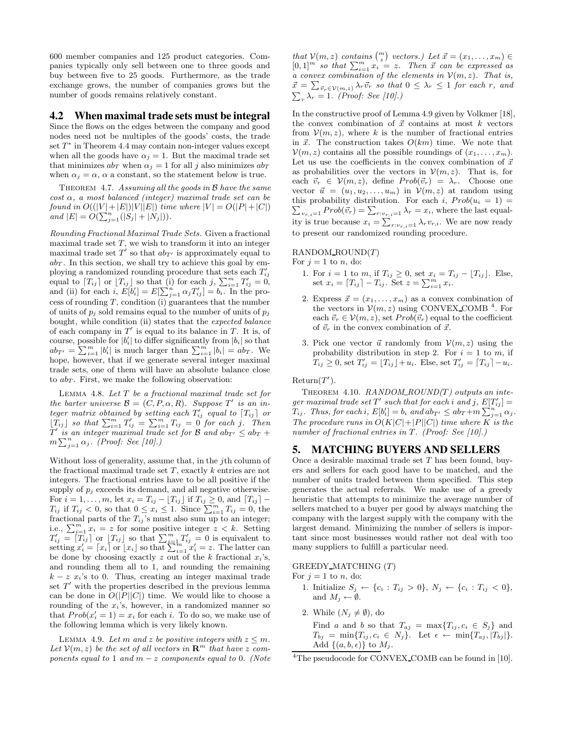600 member companies and 125 product categories. Companies typically only sell between one to three goods and buy between five to 25 goods. Furthermore, as the trade exchange grows, the number of companies grows but the number of goods remains relatively constant.

## 4.2 When maximal trade sets must be integral

Since the flows on the edges between the company and good nodes need not be multiples of the goods' costs, the trade set $T^*$ in Theorem 4.4 may contain non-integer values except when all the goods have $\alpha_j = 1$. But the maximal trade set that minimizes $ab_T$ when $\alpha_j = 1$ for all $j$ also minimizes $ab_T$ when $\alpha_j = \alpha$, $\alpha$ a constant, so the statement below is true.

THEOREM 4.7. *Assuming all the goods in $\mathcal{B}$ have the same cost $\alpha$, a most balanced (integer) maximal trade set can be found in $O((|V|+|E|)|V||E|)$ time where $|V| = O(|P|+|C|)$ and $|E| = O(\sum_{j=1}^{n}(|S_j|+|N_j|))$.*

*Rounding Fractional Maximal Trade Sets.* Given a fractional maximal trade set $T$, we wish to transform it into an integer maximal trade set $T'$ so that $ab_{T'}$ is approximately equal to $ab_T$. In this section, we shall try to achieve this goal by employing a randomized rounding procedure that sets each $T'_{ij}$ equal to $\lceil T_{ij} \rceil$ or $\lfloor T_{ij} \rfloor$ so that (i) for each $j$, $\sum_{i=1}^{m} T'_{ij} = 0$, and (ii) for each $i$, $E[b'_i] = E[\sum_{j=1}^{n} \alpha_j T'_{ij}] = b_i$. In the process of rounding $T$, condition (i) guarantees that the number of units of $p_j$ sold remains equal to the number of units of $p_j$ bought, while condition (ii) states that the *expected balance* of each company in $T'$ is equal to its balance in $T$. It is, of course, possible for $|b'_i|$ to differ significantly from $|b_i|$ so that $ab_{T'} = \sum_{i=1}^{m} |b'_i|$ is much larger than $\sum_{i=1}^{m} |b_i| = ab_T$. We hope, however, that if we generate several integer maximal trade sets, one of them will have an absolute balance close to $ab_T$. First, we make the following observation:

LEMMA 4.8. *Let $T$ be a fractional maximal trade set for the barter universe $\mathcal{B} = (C, P, \alpha, R)$. Suppose $T'$ is an integer matrix obtained by setting each $T'_{ij}$ equal to $\lceil T_{ij} \rceil$ or $\lfloor T_{ij} \rfloor$ so that $\sum_{i=1}^{m} T'_{ij} = \sum_{i=1}^{m} T_{ij} = 0$ for each $j$. Then $T'$ is an integer maximal trade set for $\mathcal{B}$ and $ab_{T'} \leq ab_T + m \sum_{j=1}^{n} \alpha_j$. (Proof: See [10].)*

Without loss of generality, assume that, in the $j$th column of the fractional maximal trade set $T$, exactly $k$ entries are not integers. The fractional entries have to be all positive if the supply of $p_j$ exceeds its demand, and all negative otherwise. For $i = 1, \ldots, m$, let $x_i = T_{ij} - \lfloor T_{ij} \rfloor$ if $T_{ij} \geq 0$, and $\lceil T_{ij} \rceil - T_{ij}$ if $T_{ij} < 0$, so that $0 \leq x_i \leq 1$. Since $\sum_{i=1}^{m} T_{ij} = 0$, the fractional parts of the $T_{ij}$'s must also sum up to an integer; i.e., $\sum_{i=1}^{m} x_i = z$ for some positive integer $z < k$. Setting $T'_{ij} = \lceil T_{ij} \rceil$ or $\lfloor T_{ij} \rfloor$ so that $\sum_{i=1}^{m} T'_{ij} = 0$ is equivalent to setting $x'_i = \lceil x_i \rceil$ or $\lfloor x_i \rfloor$ so that $\sum_{i=1}^{m} x'_i = z$. The latter can be done by choosing exactly $z$ out of the $k$ fractional $x_i$'s, and rounding them all to 1, and rounding the remaining $k - z$ $x_i$'s to 0. Thus, creating an integer maximal trade set $T'$ with the properties described in the previous lemma can be done in $O(|P||C|)$ time. We would like to choose a rounding of the $x_i$'s, however, in a randomized manner so that $Prob(x'_i = 1) = x_i$ for each $i$. To do so, we make use of the following lemma which is very likely known.

LEMMA 4.9. *Let $m$ and $z$ be positive integers with $z \leq m$. Let $\mathcal{V}(m, z)$ be the set of all vectors in $\mathbf{R}^m$ that have $z$ components equal to 1 and $m - z$ components equal to 0. (Note that $\mathcal{V}(m, z)$ contains $\binom{m}{z}$ vectors.) Let $\vec{x} = (x_1, \ldots, x_m) \in [0, 1]^m$ so that $\sum_{i=1}^{m} x_i = z$. Then $\vec{x}$ can be expressed as a convex combination of the elements in $\mathcal{V}(m, z)$. That is, $\vec{x} = \sum_{\vec{v}_r \in \mathcal{V}(m,z)} \lambda_r \vec{v}_r$ so that $0 \leq \lambda_r \leq 1$ for each $r$, and $\sum_r \lambda_r = 1$. (Proof: See [10].)*

In the constructive proof of Lemma 4.9 given by Volkmer [18], the convex combination of $\vec{x}$ contains at most $k$ vectors from $\mathcal{V}(m, z)$, where $k$ is the number of fractional entries in $\vec{x}$. The construction takes $O(km)$ time. We note that $\mathcal{V}(m, z)$ contains all the possible roundings of $(x_1, \ldots, x_m)$. Let us use the coefficients in the convex combination of $\vec{x}$ as probabilities over the vectors in $\mathcal{V}(m, z)$. That is, for each $\vec{v}_r \in \mathcal{V}(m, z)$, define $Prob(\vec{v}_r) = \lambda_r$. Choose one vector $\vec{u} = (u_1, u_2, \ldots, u_m)$ in $\mathcal{V}(m, z)$ at random using this probability distribution. For each $i$, $Prob(u_i = 1) = \sum_{v_{r,i}=1} Prob(\vec{v}_r) = \sum_{r:v_{r,i}=1} \lambda_r = x_i$, where the last equality is true because $x_i = \sum_{r:v_{r,i}=1} \lambda_r v_{r,i}$. We are now ready to present our randomized rounding procedure.

RANDOM_ROUND($T$)
For $j = 1$ to $n$, do:

1. For $i = 1$ to $m$, if $T_{ij} \geq 0$, set $x_i = T_{ij} - \lfloor T_{ij} \rfloor$. Else, set $x_i = \lceil T_{ij} \rceil - T_{ij}$. Set $z = \sum_{i=1}^{m} x_i$.
2. Express $\vec{x} = (x_1, \ldots, x_m)$ as a convex combination of the vectors in $\mathcal{V}(m, z)$ using CONVEX_COMB [4]. For each $\vec{v}_r \in \mathcal{V}(m, z)$, set $Prob(\vec{v}_r)$ equal to the coefficient of $\vec{v}_r$ in the convex combination of $\vec{x}$.
3. Pick one vector $\vec{u}$ randomly from $\mathcal{V}(m, z)$ using the probability distribution in step 2. For $i = 1$ to $m$, if $T_{ij} \geq 0$, set $T'_{ij} = \lfloor T_{ij} \rfloor + u_i$. Else, set $T'_{ij} = \lceil T_{ij} \rceil - u_i$.

Return($T'$).

THEOREM 4.10. *RANDOM_ROUND($T$) outputs an integer maximal trade set $T'$ such that for each $i$ and $j$, $E[T'_{ij}] = T_{ij}$. Thus, for each $i$, $E[b'_i] = b_i$ and $ab_{T'} \leq ab_T + m \sum_{j=1}^{n} \alpha_j$. The procedure runs in $O(K|C| + |P||C|)$ time where $K$ is the number of fractional entries in $T$. (Proof: See [10].)*

## 5. MATCHING BUYERS AND SELLERS

Once a desirable maximal trade set $T$ has been found, buyers and sellers for each good have to be matched, and the number of units traded between them specified. This step generates the actual referrals. We make use of a greedy heuristic that attempts to minimize the average number of sellers matched to a buyer per good by always matching the company with the largest supply with the company with the largest demand. Minimizing the number of sellers is important since most businesses would rather not deal with too many suppliers to fulfill a particular need.

GREEDY_MATCHING ($T$)
For $j = 1$ to $n$, do:

1. Initialize $S_j \leftarrow \{c_i : T_{ij} > 0\}$, $N_j \leftarrow \{c_i : T_{ij} < 0\}$, and $M_j \leftarrow \emptyset$.
2. While ($N_j \neq \emptyset$), do

   Find $a$ and $b$ so that $T_{aj} = \max\{T_{ij}, c_i \in S_j\}$ and $T_{bj} = \min\{T_{ij}, c_i \in N_j\}$. Let $\epsilon \leftarrow \min\{T_{aj}, |T_{bj}|\}$. Add $\{(a, b, \epsilon)\}$ to $M_j$.

[4] The pseudocode for CONVEX_COMB can be found in [10].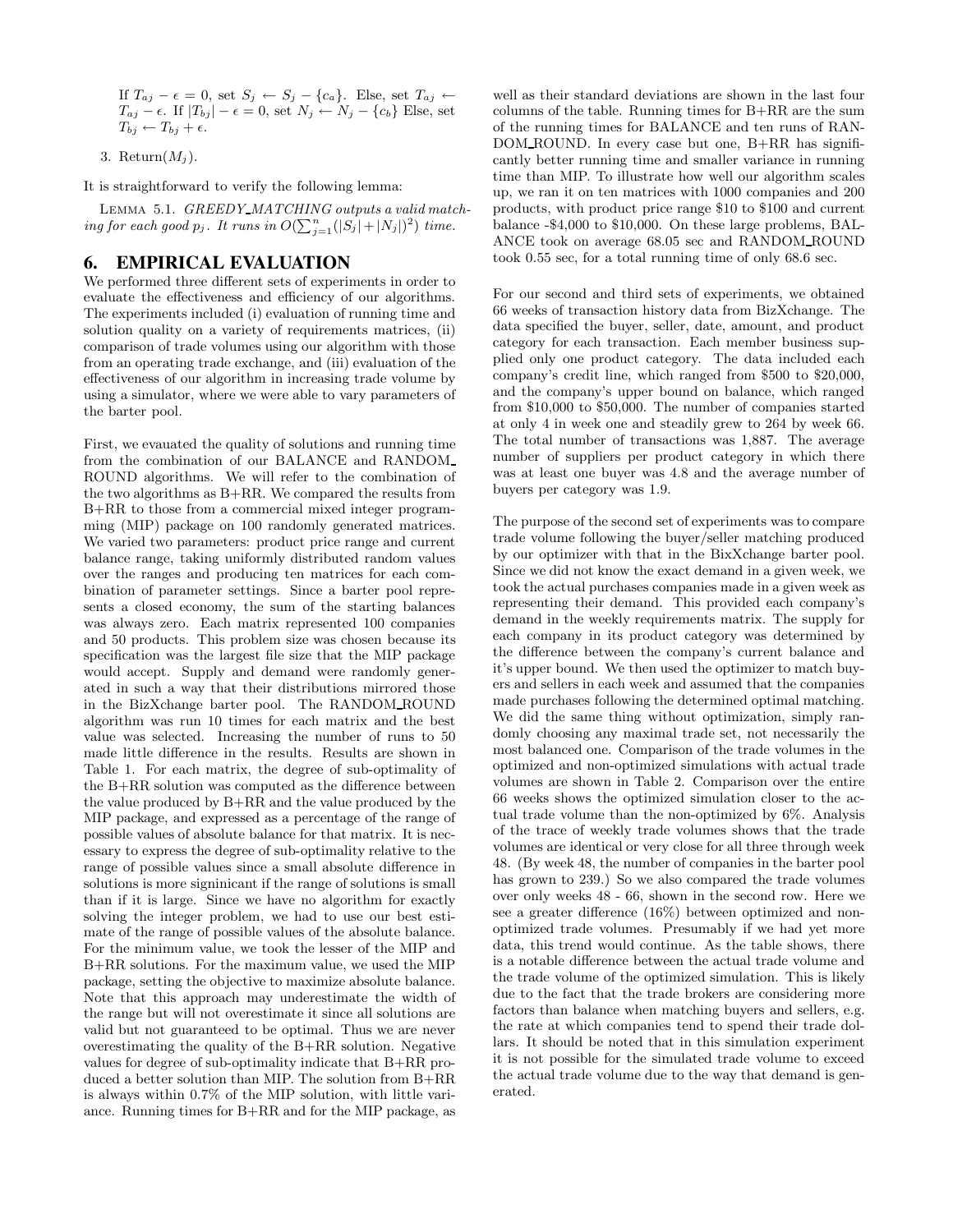If $T_{aj} - \epsilon = 0$, set $S_j \leftarrow S_j - \{c_a\}$. Else, set $T_{aj} \leftarrow T_{aj} - \epsilon$. If $|T_{bj}| - \epsilon = 0$, set $N_j \leftarrow N_j - \{c_b\}$ Else, set $T_{bj} \leftarrow T_{bj} + \epsilon$.

3. Return($M_j$).

It is straightforward to verify the following lemma:

LEMMA 5.1. *GREEDY_MATCHING outputs a valid matching for each good $p_j$. It runs in $O(\sum_{j=1}^{n}(|S_j|+|N_j|)^2)$ time.*

## 6. EMPIRICAL EVALUATION

We performed three different sets of experiments in order to evaluate the effectiveness and efficiency of our algorithms. The experiments included (i) evaluation of running time and solution quality on a variety of requirements matrices, (ii) comparison of trade volumes using our algorithm with those from an operating trade exchange, and (iii) evaluation of the effectiveness of our algorithm in increasing trade volume by using a simulator, where we were able to vary parameters of the barter pool.

First, we evauated the quality of solutions and running time from the combination of our BALANCE and RANDOM_ROUND algorithms. We will refer to the combination of the two algorithms as B+RR. We compared the results from B+RR to those from a commercial mixed integer programming (MIP) package on 100 randomly generated matrices. We varied two parameters: product price range and current balance range, taking uniformly distributed random values over the ranges and producing ten matrices for each combination of parameter settings. Since a barter pool represents a closed economy, the sum of the starting balances was always zero. Each matrix represented 100 companies and 50 products. This problem size was chosen because its specification was the largest file size that the MIP package would accept. Supply and demand were randomly generated in such a way that their distributions mirrored those in the BizXchange barter pool. The RANDOM_ROUND algorithm was run 10 times for each matrix and the best value was selected. Increasing the number of runs to 50 made little difference in the results. Results are shown in Table 1. For each matrix, the degree of sub-optimality of the B+RR solution was computed as the difference between the value produced by B+RR and the value produced by the MIP package, and expressed as a percentage of the range of possible values of absolute balance for that matrix. It is necessary to express the degree of sub-optimality relative to the range of possible values since a small absolute difference in solutions is more signinicant if the range of solutions is small than if it is large. Since we have no algorithm for exactly solving the integer problem, we had to use our best estimate of the range of possible values of the absolute balance. For the minimum value, we took the lesser of the MIP and B+RR solutions. For the maximum value, we used the MIP package, setting the objective to maximize absolute balance. Note that this approach may underestimate the width of the range but will not overestimate it since all solutions are valid but not guaranteed to be optimal. Thus we are never overestimating the quality of the B+RR solution. Negative values for degree of sub-optimality indicate that B+RR produced a better solution than MIP. The solution from B+RR is always within 0.7% of the MIP solution, with little variance. Running times for B+RR and for the MIP package, as well as their standard deviations are shown in the last four columns of the table. Running times for B+RR are the sum of the running times for BALANCE and ten runs of RANDOM_ROUND. In every case but one, B+RR has significantly better running time and smaller variance in running time than MIP. To illustrate how well our algorithm scales up, we ran it on ten matrices with 1000 companies and 200 products, with product price range \$10 to \$100 and current balance -\$4,000 to \$10,000. On these large problems, BALANCE took on average 68.05 sec and RANDOM_ROUND took 0.55 sec, for a total running time of only 68.6 sec.

For our second and third sets of experiments, we obtained 66 weeks of transaction history data from BizXchange. The data specified the buyer, seller, date, amount, and product category for each transaction. Each member business supplied only one product category. The data included each company's credit line, which ranged from \$500 to \$20,000, and the company's upper bound on balance, which ranged from \$10,000 to \$50,000. The number of companies started at only 4 in week one and steadily grew to 264 by week 66. The total number of transactions was 1,887. The average number of suppliers per product category in which there was at least one buyer was 4.8 and the average number of buyers per category was 1.9.

The purpose of the second set of experiments was to compare trade volume following the buyer/seller matching produced by our optimizer with that in the BixXchange barter pool. Since we did not know the exact demand in a given week, we took the actual purchases companies made in a given week as representing their demand. This provided each company's demand in the weekly requirements matrix. The supply for each company in its product category was determined by the difference between the company's current balance and it's upper bound. We then used the optimizer to match buyers and sellers in each week and assumed that the companies made purchases following the determined optimal matching. We did the same thing without optimization, simply randomly choosing any maximal trade set, not necessarily the most balanced one. Comparison of the trade volumes in the optimized and non-optimized simulations with actual trade volumes are shown in Table 2. Comparison over the entire 66 weeks shows the optimized simulation closer to the actual trade volume than the non-optimized by 6%. Analysis of the trace of weekly trade volumes shows that the trade volumes are identical or very close for all three through week 48. (By week 48, the number of companies in the barter pool has grown to 239.) So we also compared the trade volumes over only weeks 48 - 66, shown in the second row. Here we see a greater difference (16%) between optimized and non-optimized trade volumes. Presumably if we had yet more data, this trend would continue. As the table shows, there is a notable difference between the actual trade volume and the trade volume of the optimized simulation. This is likely due to the fact that the trade brokers are considering more factors than balance when matching buyers and sellers, e.g. the rate at which companies tend to spend their trade dollars. It should be noted that in this simulation experiment it is not possible for the simulated trade volume to exceed the actual trade volume due to the way that demand is generated.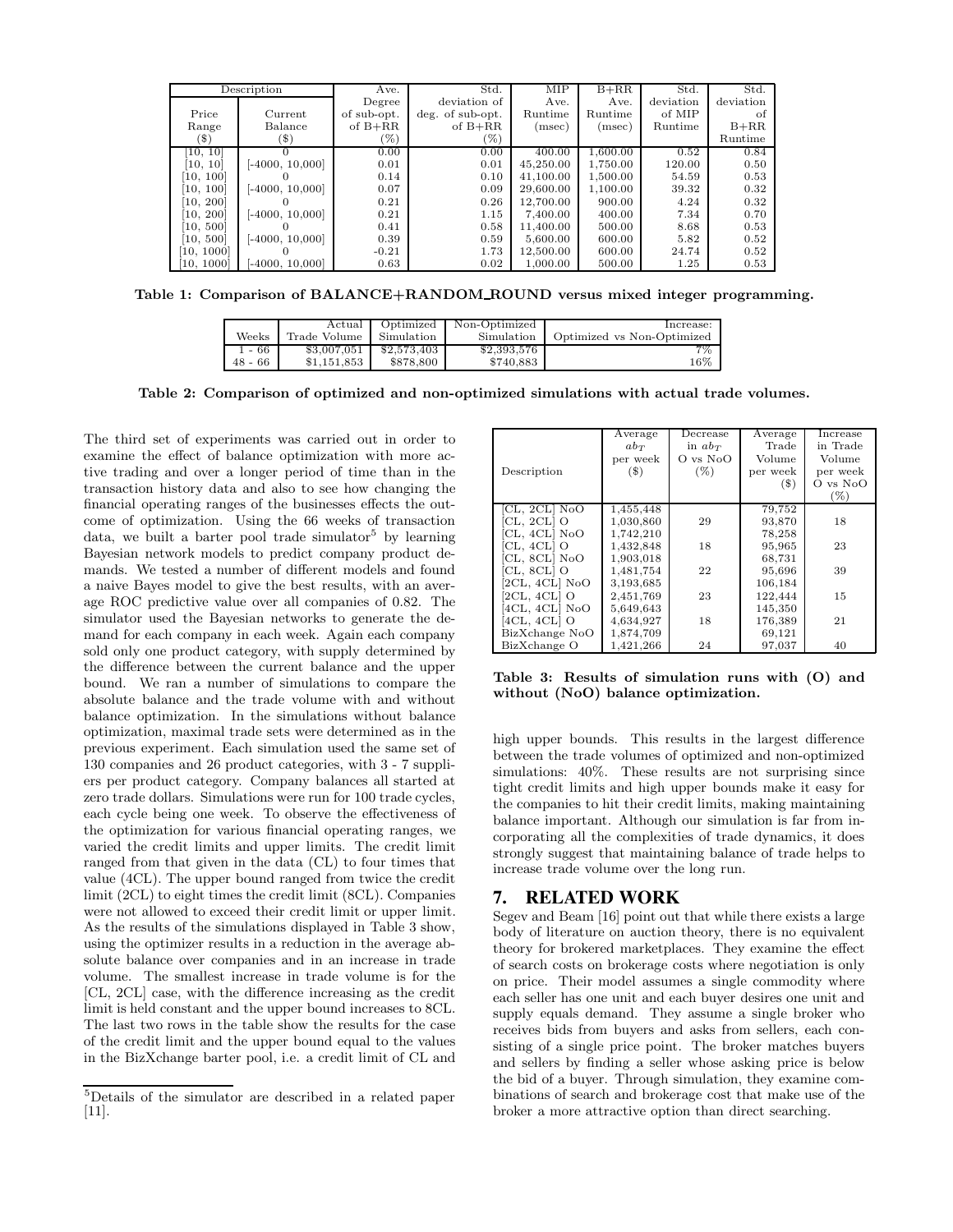| Description | | Ave. Degree of sub-opt. of B+RR (%) | Std. deviation of deg. of sub-opt. of B+RR (%) | MIP Ave. Runtime (msec) | B+RR Ave. Runtime (msec) | Std. deviation of MIP Runtime | Std. deviation of B+RR Runtime |
|---|---|---|---|---|---|---|---|
| Price Range ($) | Current Balance ($) | | | | | | |
| [10, 10] | 0 | 0.00 | 0.00 | 400.00 | 1,600.00 | 0.52 | 0.84 |
| [10, 10] | [-4000, 10,000] | 0.01 | 0.01 | 45,250.00 | 1,750.00 | 120.00 | 0.50 |
| [10, 100] | 0 | 0.14 | 0.10 | 41,100.00 | 1,500.00 | 54.59 | 0.53 |
| [10, 100] | [-4000, 10,000] | 0.07 | 0.09 | 29,600.00 | 1,100.00 | 39.32 | 0.32 |
| [10, 200] | 0 | 0.21 | 0.26 | 12,700.00 | 900.00 | 4.24 | 0.32 |
| [10, 200] | [-4000, 10,000] | 0.21 | 1.15 | 7,400.00 | 400.00 | 7.34 | 0.70 |
| [10, 500] | 0 | 0.41 | 0.58 | 11,400.00 | 500.00 | 8.68 | 0.53 |
| [10, 500] | [-4000, 10,000] | 0.39 | 0.59 | 5,600.00 | 600.00 | 5.82 | 0.52 |
| [10, 1000] | 0 | -0.21 | 1.73 | 12,500.00 | 600.00 | 24.74 | 0.52 |
| [10, 1000] | [-4000, 10,000] | 0.63 | 0.02 | 1,000.00 | 500.00 | 1.25 | 0.53 |

**Table 1: Comparison of BALANCE+RANDOM_ROUND versus mixed integer programming.**

| Weeks | Actual Trade Volume | Optimized Simulation | Non-Optimized Simulation | Increase: Optimized vs Non-Optimized |
|---|---|---|---|---|
| 1 - 66 | \$3,007,051 | \$2,573,403 | \$2,393,576 | 7% |
| 48 - 66 | \$1,151,853 | \$878,800 | \$740,883 | 16% |

**Table 2: Comparison of optimized and non-optimized simulations with actual trade volumes.**

The third set of experiments was carried out in order to examine the effect of balance optimization with more active trading and over a longer period of time than in the transaction history data and also to see how changing the financial operating ranges of the businesses effects the outcome of optimization. Using the 66 weeks of transaction data, we built a barter pool trade simulator[5] by learning Bayesian network models to predict company product demands. We tested a number of different models and found a naive Bayes model to give the best results, with an average ROC predictive value over all companies of 0.82. The simulator used the Bayesian networks to generate the demand for each company in each week. Again each company sold only one product category, with supply determined by the difference between the current balance and the upper bound. We ran a number of simulations to compare the absolute balance and the trade volume with and without balance optimization. In the simulations without balance optimization, maximal trade sets were determined as in the previous experiment. Each simulation used the same set of 130 companies and 26 product categories, with 3 - 7 suppliers per product category. Company balances all started at zero trade dollars. Simulations were run for 100 trade cycles, each cycle being one week. To observe the effectiveness of the optimization for various financial operating ranges, we varied the credit limits and upper limits. The credit limit ranged from that given in the data (CL) to four times that value (4CL). The upper bound ranged from twice the credit limit (2CL) to eight times the credit limit (8CL). Companies were not allowed to exceed their credit limit or upper limit. As the results of the simulations displayed in Table 3 show, using the optimizer results in a reduction in the average absolute balance over companies and in an increase in trade volume. The smallest increase in trade volume is for the [CL, 2CL] case, with the difference increasing as the credit limit is held constant and the upper bound increases to 8CL. The last two rows in the table show the results for the case of the credit limit and the upper bound equal to the values in the BizXchange barter pool, i.e. a credit limit of CL and

[5] Details of the simulator are described in a related paper [11].

| Description | Average $ab_T$ per week ($) | Decrease in $ab_T$ O vs NoO (%) | Average Trade Volume per week ($) | Increase in Trade Volume per week O vs NoO (%) |
|---|---|---|---|---|
| [CL, 2CL] NoO | 1,455,448 | | 79,752 | |
| [CL, 2CL] O | 1,030,860 | 29 | 93,870 | 18 |
| [CL, 4CL] NoO | 1,742,210 | | 78,258 | |
| [CL, 4CL] O | 1,432,848 | 18 | 95,965 | 23 |
| [CL, 8CL] NoO | 1,903,018 | | 68,731 | |
| [CL, 8CL] O | 1,481,754 | 22 | 95,696 | 39 |
| [2CL, 4CL] NoO | 3,193,685 | | 106,184 | |
| [2CL, 4CL] O | 2,451,769 | 23 | 122,444 | 15 |
| [4CL, 4CL] NoO | 5,649,643 | | 145,350 | |
| [4CL, 4CL] O | 4,634,927 | 18 | 176,389 | 21 |
| BizXchange NoO | 1,874,709 | | 69,121 | |
| BizXchange O | 1,421,266 | 24 | 97,037 | 40 |

**Table 3: Results of simulation runs with (O) and without (NoO) balance optimization.**

high upper bounds. This results in the largest difference between the trade volumes of optimized and non-optimized simulations: 40%. These results are not surprising since tight credit limits and high upper bounds make it easy for the companies to hit their credit limits, making maintaining balance important. Although our simulation is far from incorporating all the complexities of trade dynamics, it does strongly suggest that maintaining balance of trade helps to increase trade volume over the long run.

## 7. RELATED WORK

Segev and Beam [16] point out that while there exists a large body of literature on auction theory, there is no equivalent theory for brokered marketplaces. They examine the effect of search costs on brokerage costs where negotiation is only on price. Their model assumes a single commodity where each seller has one unit and each buyer desires one unit and supply equals demand. They assume a single broker who receives bids from buyers and asks from sellers, each consisting of a single price point. The broker matches buyers and sellers by finding a seller whose asking price is below the bid of a buyer. Through simulation, they examine combinations of search and brokerage cost that make use of the broker a more attractive option than direct searching.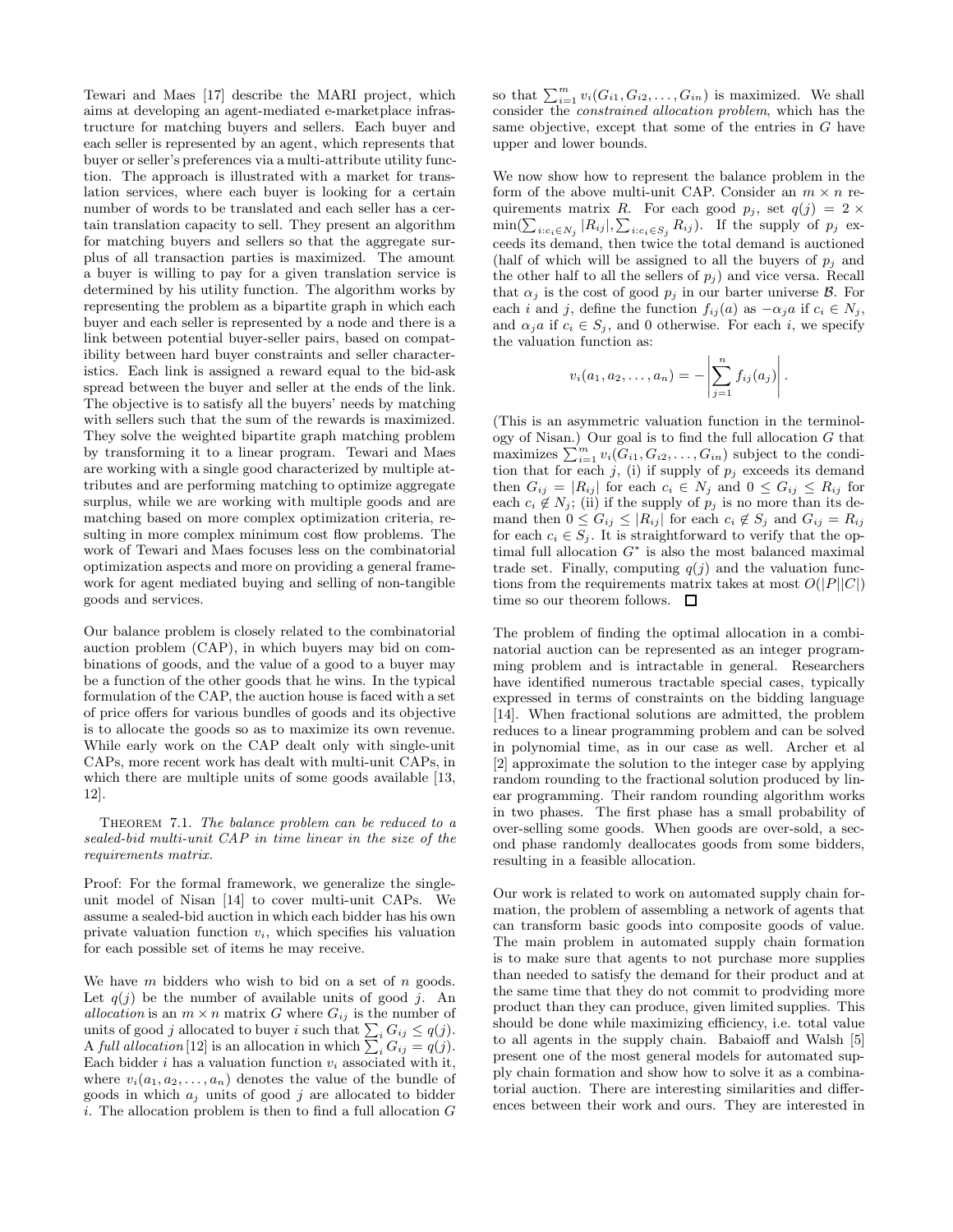Tewari and Maes [17] describe the MARI project, which aims at developing an agent-mediated e-marketplace infrastructure for matching buyers and sellers. Each buyer and each seller is represented by an agent, which represents that buyer or seller's preferences via a multi-attribute utility function. The approach is illustrated with a market for translation services, where each buyer is looking for a certain number of words to be translated and each seller has a certain translation capacity to sell. They present an algorithm for matching buyers and sellers so that the aggregate surplus of all transaction parties is maximized. The amount a buyer is willing to pay for a given translation service is determined by his utility function. The algorithm works by representing the problem as a bipartite graph in which each buyer and each seller is represented by a node and there is a link between potential buyer-seller pairs, based on compatibility between hard buyer constraints and seller characteristics. Each link is assigned a reward equal to the bid-ask spread between the buyer and seller at the ends of the link. The objective is to satisfy all the buyers' needs by matching with sellers such that the sum of the rewards is maximized. They solve the weighted bipartite graph matching problem by transforming it to a linear program. Tewari and Maes are working with a single good characterized by multiple attributes and are performing matching to optimize aggregate surplus, while we are working with multiple goods and are matching based on more complex optimization criteria, resulting in more complex minimum cost flow problems. The work of Tewari and Maes focuses less on the combinatorial optimization aspects and more on providing a general framework for agent mediated buying and selling of non-tangible goods and services.

Our balance problem is closely related to the combinatorial auction problem (CAP), in which buyers may bid on combinations of goods, and the value of a good to a buyer may be a function of the other goods that he wins. In the typical formulation of the CAP, the auction house is faced with a set of price offers for various bundles of goods and its objective is to allocate the goods so as to maximize its own revenue. While early work on the CAP dealt only with single-unit CAPs, more recent work has dealt with multi-unit CAPs, in which there are multiple units of some goods available [13, 12].

Theorem 7.1. *The balance problem can be reduced to a sealed-bid multi-unit CAP in time linear in the size of the requirements matrix.*

Proof: For the formal framework, we generalize the single-unit model of Nisan [14] to cover multi-unit CAPs. We assume a sealed-bid auction in which each bidder has his own private valuation function $v_i$, which specifies his valuation for each possible set of items he may receive.

We have $m$ bidders who wish to bid on a set of $n$ goods. Let $q(j)$ be the number of available units of good $j$. An *allocation* is an $m \times n$ matrix $G$ where $G_{ij}$ is the number of units of good $j$ allocated to buyer $i$ such that $\sum_i G_{ij} \leq q(j)$. A *full allocation* [12] is an allocation in which $\sum_i G_{ij} = q(j)$. Each bidder $i$ has a valuation function $v_i$ associated with it, where $v_i(a_1, a_2, \ldots, a_n)$ denotes the value of the bundle of goods in which $a_j$ units of good $j$ are allocated to bidder $i$. The allocation problem is then to find a full allocation $G$ so that $\sum_{i=1}^{m} v_i(G_{i1}, G_{i2}, \ldots, G_{in})$ is maximized. We shall consider the *constrained allocation problem*, which has the same objective, except that some of the entries in $G$ have upper and lower bounds.

We now show how to represent the balance problem in the form of the above multi-unit CAP. Consider an $m \times n$ requirements matrix $R$. For each good $p_j$, set $q(j) = 2 \times \min(\sum_{i:c_i \in N_j} |R_{ij}|, \sum_{i:c_i \in S_j} R_{ij})$. If the supply of $p_j$ exceeds its demand, then twice the total demand is auctioned (half of which will be assigned to all the buyers of $p_j$ and the other half to all the sellers of $p_j$) and vice versa. Recall that $\alpha_j$ is the cost of good $p_j$ in our barter universe $\mathcal{B}$. For each $i$ and $j$, define the function $f_{ij}(a)$ as $-\alpha_j a$ if $c_i \in N_j$, and $\alpha_j a$ if $c_i \in S_j$, and 0 otherwise. For each $i$, we specify the valuation function as:

$$v_i(a_1, a_2, \ldots, a_n) = -\left|\sum_{j=1}^{n} f_{ij}(a_j)\right|.$$

(This is an asymmetric valuation function in the terminology of Nisan.) Our goal is to find the full allocation $G$ that maximizes $\sum_{i=1}^{m} v_i(G_{i1}, G_{i2}, \ldots, G_{in})$ subject to the condition that for each $j$, (i) if supply of $p_j$ exceeds its demand then $G_{ij} = |R_{ij}|$ for each $c_i \in N_j$ and $0 \leq G_{ij} \leq R_{ij}$ for each $c_i \notin N_j$; (ii) if the supply of $p_j$ is no more than its demand then $0 \leq G_{ij} \leq |R_{ij}|$ for each $c_i \notin S_j$ and $G_{ij} = R_{ij}$ for each $c_i \in S_j$. It is straightforward to verify that the optimal full allocation $G^*$ is also the most balanced maximal trade set. Finally, computing $q(j)$ and the valuation functions from the requirements matrix takes at most $O(|P||C|)$ time so our theorem follows. $\square$

The problem of finding the optimal allocation in a combinatorial auction can be represented as an integer programming problem and is intractable in general. Researchers have identified numerous tractable special cases, typically expressed in terms of constraints on the bidding language [14]. When fractional solutions are admitted, the problem reduces to a linear programming problem and can be solved in polynomial time, as in our case as well. Archer et al [2] approximate the solution to the integer case by applying random rounding to the fractional solution produced by linear programming. Their random rounding algorithm works in two phases. The first phase has a small probability of over-selling some goods. When goods are over-sold, a second phase randomly deallocates goods from some bidders, resulting in a feasible allocation.

Our work is related to work on automated supply chain formation, the problem of assembling a network of agents that can transform basic goods into composite goods of value. The main problem in automated supply chain formation is to make sure that agents to not purchase more supplies than needed to satisfy the demand for their product and at the same time that they do not commit to prodviding more product than they can produce, given limited supplies. This should be done while maximizing efficiency, i.e. total value to all agents in the supply chain. Babaioff and Walsh [5] present one of the most general models for automated supply chain formation and show how to solve it as a combinatorial auction. There are interesting similarities and differences between their work and ours. They are interested in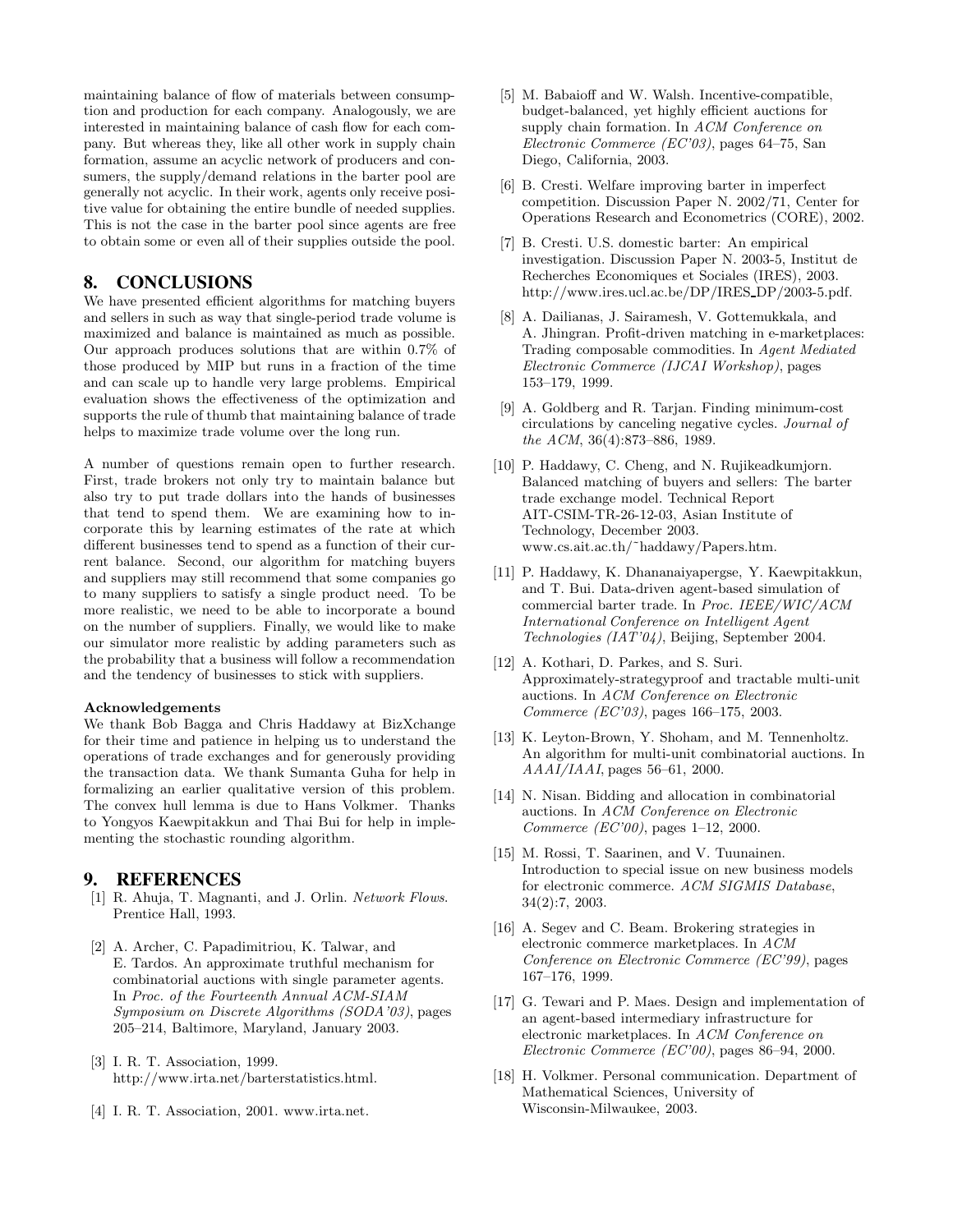maintaining balance of flow of materials between consumption and production for each company. Analogously, we are interested in maintaining balance of cash flow for each company. But whereas they, like all other work in supply chain formation, assume an acyclic network of producers and consumers, the supply/demand relations in the barter pool are generally not acyclic. In their work, agents only receive positive value for obtaining the entire bundle of needed supplies. This is not the case in the barter pool since agents are free to obtain some or even all of their supplies outside the pool.

## 8. CONCLUSIONS

We have presented efficient algorithms for matching buyers and sellers in such as way that single-period trade volume is maximized and balance is maintained as much as possible. Our approach produces solutions that are within 0.7% of those produced by MIP but runs in a fraction of the time and can scale up to handle very large problems. Empirical evaluation shows the effectiveness of the optimization and supports the rule of thumb that maintaining balance of trade helps to maximize trade volume over the long run.

A number of questions remain open to further research. First, trade brokers not only try to maintain balance but also try to put trade dollars into the hands of businesses that tend to spend them. We are examining how to incorporate this by learning estimates of the rate at which different businesses tend to spend as a function of their current balance. Second, our algorithm for matching buyers and suppliers may still recommend that some companies go to many suppliers to satisfy a single product need. To be more realistic, we need to be able to incorporate a bound on the number of suppliers. Finally, we would like to make our simulator more realistic by adding parameters such as the probability that a business will follow a recommendation and the tendency of businesses to stick with suppliers.

#### Acknowledgements

We thank Bob Bagga and Chris Haddawy at BizXchange for their time and patience in helping us to understand the operations of trade exchanges and for generously providing the transaction data. We thank Sumanta Guha for help in formalizing an earlier qualitative version of this problem. The convex hull lemma is due to Hans Volkmer. Thanks to Yongyos Kaewpitakkun and Thai Bui for help in implementing the stochastic rounding algorithm.

## 9. REFERENCES

[1] R. Ahuja, T. Magnanti, and J. Orlin. *Network Flows.* Prentice Hall, 1993.

[2] A. Archer, C. Papadimitriou, K. Talwar, and E. Tardos. An approximate truthful mechanism for combinatorial auctions with single parameter agents. In *Proc. of the Fourteenth Annual ACM-SIAM Symposium on Discrete Algorithms (SODA'03)*, pages 205–214, Baltimore, Maryland, January 2003.

[3] I. R. T. Association, 1999. http://www.irta.net/barterstatistics.html.

[4] I. R. T. Association, 2001. www.irta.net.

[5] M. Babaioff and W. Walsh. Incentive-compatible, budget-balanced, yet highly efficient auctions for supply chain formation. In *ACM Conference on Electronic Commerce (EC'03)*, pages 64–75, San Diego, California, 2003.

[6] B. Cresti. Welfare improving barter in imperfect competition. Discussion Paper N. 2002/71, Center for Operations Research and Econometrics (CORE), 2002.

[7] B. Cresti. U.S. domestic barter: An empirical investigation. Discussion Paper N. 2003-5, Institut de Recherches Economiques et Sociales (IRES), 2003. http://www.ires.ucl.ac.be/DP/IRES_DP/2003-5.pdf.

[8] A. Dailianas, J. Sairamesh, V. Gottemukkala, and A. Jhingran. Profit-driven matching in e-marketplaces: Trading composable commodities. In *Agent Mediated Electronic Commerce (IJCAI Workshop)*, pages 153–179, 1999.

[9] A. Goldberg and R. Tarjan. Finding minimum-cost circulations by canceling negative cycles. *Journal of the ACM*, 36(4):873–886, 1989.

[10] P. Haddawy, C. Cheng, and N. Rujikeadkumjorn. Balanced matching of buyers and sellers: The barter trade exchange model. Technical Report AIT-CSIM-TR-26-12-03, Asian Institute of Technology, December 2003. www.cs.ait.ac.th/˜haddawy/Papers.htm.

[11] P. Haddawy, K. Dhananaiyapergse, Y. Kaewpitakkun, and T. Bui. Data-driven agent-based simulation of commercial barter trade. In *Proc. IEEE/WIC/ACM International Conference on Intelligent Agent Technologies (IAT'04)*, Beijing, September 2004.

[12] A. Kothari, D. Parkes, and S. Suri. Approximately-strategyproof and tractable multi-unit auctions. In *ACM Conference on Electronic Commerce (EC'03)*, pages 166–175, 2003.

[13] K. Leyton-Brown, Y. Shoham, and M. Tennenholtz. An algorithm for multi-unit combinatorial auctions. In *AAAI/IAAI*, pages 56–61, 2000.

[14] N. Nisan. Bidding and allocation in combinatorial auctions. In *ACM Conference on Electronic Commerce (EC'00)*, pages 1–12, 2000.

[15] M. Rossi, T. Saarinen, and V. Tuunainen. Introduction to special issue on new business models for electronic commerce. *ACM SIGMIS Database*, 34(2):7, 2003.

[16] A. Segev and C. Beam. Brokering strategies in electronic commerce marketplaces. In *ACM Conference on Electronic Commerce (EC'99)*, pages 167–176, 1999.

[17] G. Tewari and P. Maes. Design and implementation of an agent-based intermediary infrastructure for electronic marketplaces. In *ACM Conference on Electronic Commerce (EC'00)*, pages 86–94, 2000.

[18] H. Volkmer. Personal communication. Department of Mathematical Sciences, University of Wisconsin-Milwaukee, 2003.